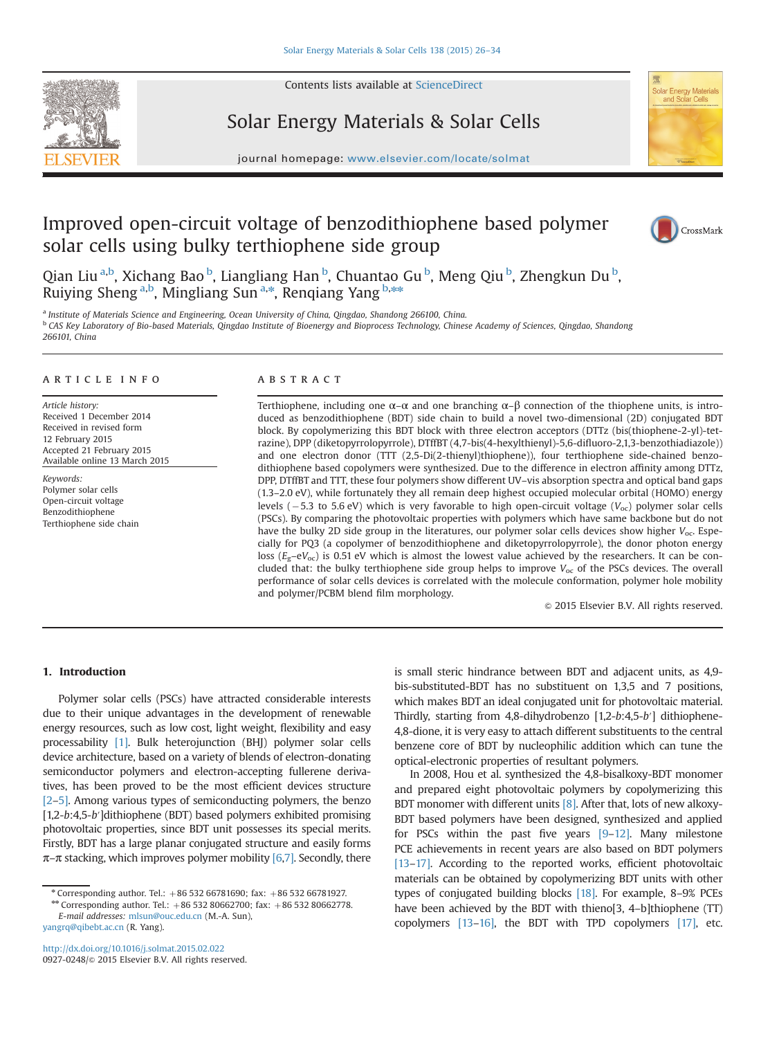# Improved open-circuit voltage of benzodithiophene based polymer solar cells using bulky terthiophene side group

Qian Liu [a,b], Xichang Bao [b], Liangliang Han [b], Chuantao Gu [b], Meng Qiu [b], Zhengkun Du [b], Ruiying Sheng [a,b], Mingliang Sun [a,*], Renqiang Yang [b,**]

[a] Institute of Materials Science and Engineering, Ocean University of China, Qingdao, Shandong 266100, China.

[b] CAS Key Laboratory of Bio-based Materials, Qingdao Institute of Bioenergy and Bioprocess Technology, Chinese Academy of Sciences, Qingdao, Shandong 266101, China

## ARTICLE INFO

*Article history:*
Received 1 December 2014
Received in revised form
12 February 2015
Accepted 21 February 2015
Available online 13 March 2015

*Keywords:*
Polymer solar cells
Open-circuit voltage
Benzodithiophene
Terthiophene side chain

## ABSTRACT

Terthiophene, including one α–α and one branching α–β connection of the thiophene units, is introduced as benzodithiophene (BDT) side chain to build a novel two-dimensional (2D) conjugated BDT block. By copolymerizing this BDT block with three electron acceptors (DTTz (bis(thiophene-2-yl)-tetrazine), DPP (diketopyrrolopyrrole), DTffBT (4,7-bis(4-hexylthienyl)-5,6-difluoro-2,1,3-benzothiadiazole)) and one electron donor (TTT (2,5-Di(2-thienyl)thiophene)), four terthiophene side-chained benzodithiophene based copolymers were synthesized. Due to the difference in electron affinity among DTTz, DPP, DTffBT and TTT, these four polymers show different UV–vis absorption spectra and optical band gaps (1.3–2.0 eV), while fortunately they all remain deep highest occupied molecular orbital (HOMO) energy levels (−5.3 to 5.6 eV) which is very favorable to high open-circuit voltage ($V_{oc}$) polymer solar cells (PSCs). By comparing the photovoltaic properties with polymers which have same backbone but do not have the bulky 2D side group in the literatures, our polymer solar cells devices show higher $V_{oc}$. Especially for PQ3 (a copolymer of benzodithiophene and diketopyrrolopyrrole), the donor photon energy loss ($E_g$–e$V_{oc}$) is 0.51 eV which is almost the lowest value achieved by the researchers. It can be concluded that: the bulky terthiophene side group helps to improve $V_{oc}$ of the PSCs devices. The overall performance of solar cells devices is correlated with the molecule conformation, polymer hole mobility and polymer/PCBM blend film morphology.

© 2015 Elsevier B.V. All rights reserved.

## 1. Introduction

Polymer solar cells (PSCs) have attracted considerable interests due to their unique advantages in the development of renewable energy resources, such as low cost, light weight, flexibility and easy processability [1]. Bulk heterojunction (BHJ) polymer solar cells device architecture, based on a variety of blends of electron-donating semiconductor polymers and electron-accepting fullerene derivatives, has been proved to be the most efficient devices structure [2–5]. Among various types of semiconducting polymers, the benzo[1,2-*b*:4,5-*b*′]dithiophene (BDT) based polymers exhibited promising photovoltaic properties, since BDT unit possesses its special merits. Firstly, BDT has a large planar conjugated structure and easily forms π–π stacking, which improves polymer mobility [6,7]. Secondly, there is small steric hindrance between BDT and adjacent units, as 4,9-bis-substituted-BDT has no substituent on 1,3,5 and 7 positions, which makes BDT an ideal conjugated unit for photovoltaic material. Thirdly, starting from 4,8-dihydrobenzo [1,2-*b*:4,5-*b*′] dithiophene-4,8-dione, it is very easy to attach different substituents to the central benzene core of BDT by nucleophilic addition which can tune the optical-electronic properties of resultant polymers.

In 2008, Hou et al. synthesized the 4,8-bisalkoxy-BDT monomer and prepared eight photovoltaic polymers by copolymerizing this BDT monomer with different units [8]. After that, lots of new alkoxy-BDT based polymers have been designed, synthesized and applied for PSCs within the past five years [9–12]. Many milestone PCE achievements in recent years are also based on BDT polymers [13–17]. According to the reported works, efficient photovoltaic materials can be obtained by copolymerizing BDT units with other types of conjugated building blocks [18]. For example, 8–9% PCEs have been achieved by the BDT with thieno[3, 4–b]thiophene (TT) copolymers [13–16], the BDT with TPD copolymers [17], etc.

\* Corresponding author. Tel.: +86 532 66781690; fax: +86 532 66781927.
\*\* Corresponding author. Tel.: +86 532 80662700; fax: +86 532 80662778.
*E-mail addresses:* mlsun@ouc.edu.cn (M.-A. Sun), yangrq@qibebt.ac.cn (R. Yang).

http://dx.doi.org/10.1016/j.solmat.2015.02.022
0927-0248/© 2015 Elsevier B.V. All rights reserved.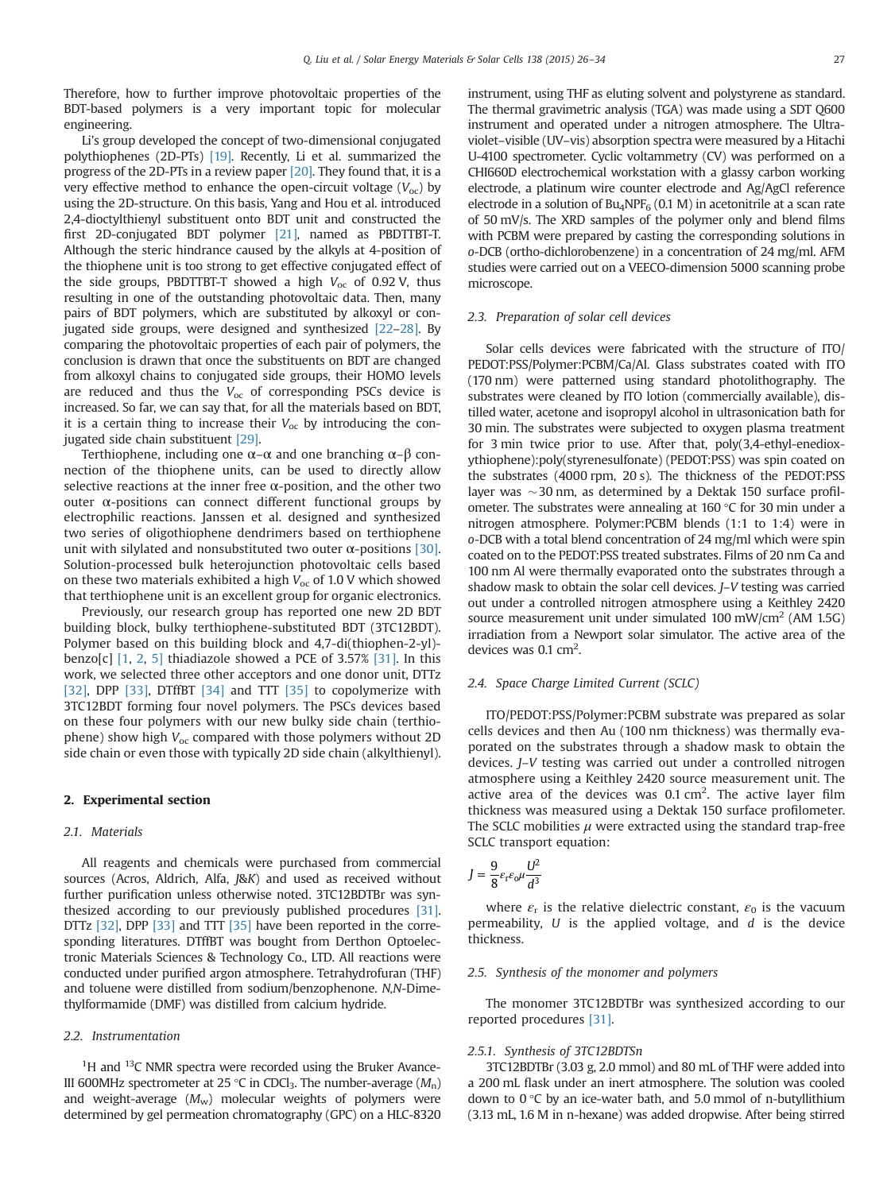Therefore, how to further improve photovoltaic properties of the BDT-based polymers is a very important topic for molecular engineering.

Li's group developed the concept of two-dimensional conjugated polythiophenes (2D-PTs) [19]. Recently, Li et al. summarized the progress of the 2D-PTs in a review paper [20]. They found that, it is a very effective method to enhance the open-circuit voltage ($V_{oc}$) by using the 2D-structure. On this basis, Yang and Hou et al. introduced 2,4-dioctylthienyl substituent onto BDT unit and constructed the first 2D-conjugated BDT polymer [21], named as PBDTTBT-T. Although the steric hindrance caused by the alkyls at 4-position of the thiophene unit is too strong to get effective conjugated effect of the side groups, PBDTTBT-T showed a high $V_{oc}$ of 0.92 V, thus resulting in one of the outstanding photovoltaic data. Then, many pairs of BDT polymers, which are substituted by alkoxyl or conjugated side groups, were designed and synthesized [22–28]. By comparing the photovoltaic properties of each pair of polymers, the conclusion is drawn that once the substituents on BDT are changed from alkoxyl chains to conjugated side groups, their HOMO levels are reduced and thus the $V_{oc}$ of corresponding PSCs device is increased. So far, we can say that, for all the materials based on BDT, it is a certain thing to increase their $V_{oc}$ by introducing the conjugated side chain substituent [29].

Terthiophene, including one α–α and one branching α–β connection of the thiophene units, can be used to directly allow selective reactions at the inner free α-position, and the other two outer α-positions can connect different functional groups by electrophilic reactions. Janssen et al. designed and synthesized two series of oligothiophene dendrimers based on terthiophene unit with silylated and nonsubstituted two outer α-positions [30]. Solution-processed bulk heterojunction photovoltaic cells based on these two materials exhibited a high $V_{oc}$ of 1.0 V which showed that terthiophene unit is an excellent group for organic electronics.

Previously, our research group has reported one new 2D BDT building block, bulky terthiophene-substituted BDT (3TC12BDT). Polymer based on this building block and 4,7-di(thiophen-2-yl)-benzo[c] [1, 2, 5] thiadiazole showed a PCE of 3.57% [31]. In this work, we selected three other acceptors and one donor unit, DTTz [32], DPP [33], DTffBT [34] and TTT [35] to copolymerize with 3TC12BDT forming four novel polymers. The PSCs devices based on these four polymers with our new bulky side chain (terthiophene) show high $V_{oc}$ compared with those polymers without 2D side chain or even those with typically 2D side chain (alkylthienyl).

## 2. Experimental section

### 2.1. Materials

All reagents and chemicals were purchased from commercial sources (Acros, Aldrich, Alfa, J&K) and used as received without further purification unless otherwise noted. 3TC12BDTBr was synthesized according to our previously published procedures [31]. DTTz [32], DPP [33] and TTT [35] have been reported in the corresponding literatures. DTffBT was bought from Derthon Optoelectronic Materials Sciences & Technology Co., LTD. All reactions were conducted under purified argon atmosphere. Tetrahydrofuran (THF) and toluene were distilled from sodium/benzophenone. *N,N*-Dimethylformamide (DMF) was distilled from calcium hydride.

### 2.2. Instrumentation

$^1$H and $^{13}$C NMR spectra were recorded using the Bruker Avance-III 600MHz spectrometer at 25 °C in $CDCl_3$. The number-average ($M_n$) and weight-average ($M_w$) molecular weights of polymers were determined by gel permeation chromatography (GPC) on a HLC-8320 instrument, using THF as eluting solvent and polystyrene as standard. The thermal gravimetric analysis (TGA) was made using a SDT Q600 instrument and operated under a nitrogen atmosphere. The Ultraviolet–visible (UV–vis) absorption spectra were measured by a Hitachi U-4100 spectrometer. Cyclic voltammetry (CV) was performed on a CHI660D electrochemical workstation with a glassy carbon working electrode, a platinum wire counter electrode and Ag/AgCl reference electrode in a solution of $Bu_4NPF_6$ (0.1 M) in acetonitrile at a scan rate of 50 mV/s. The XRD samples of the polymer only and blend films with PCBM were prepared by casting the corresponding solutions in *o*-DCB (ortho-dichlorobenzene) in a concentration of 24 mg/ml. AFM studies were carried out on a VEECO-dimension 5000 scanning probe microscope.

### 2.3. Preparation of solar cell devices

Solar cells devices were fabricated with the structure of ITO/PEDOT:PSS/Polymer:PCBM/Ca/Al. Glass substrates coated with ITO (170 nm) were patterned using standard photolithography. The substrates were cleaned by ITO lotion (commercially available), distilled water, acetone and isopropyl alcohol in ultrasonication bath for 30 min. The substrates were subjected to oxygen plasma treatment for 3 min twice prior to use. After that, poly(3,4-ethyl-enedioxythiophene):poly(styrenesulfonate) (PEDOT:PSS) was spin coated on the substrates (4000 rpm, 20 s). The thickness of the PEDOT:PSS layer was ~30 nm, as determined by a Dektak 150 surface profilometer. The substrates were annealing at 160 °C for 30 min under a nitrogen atmosphere. Polymer:PCBM blends (1:1 to 1:4) were in *o*-DCB with a total blend concentration of 24 mg/ml which were spin coated on to the PEDOT:PSS treated substrates. Films of 20 nm Ca and 100 nm Al were thermally evaporated onto the substrates through a shadow mask to obtain the solar cell devices. *J–V* testing was carried out under a controlled nitrogen atmosphere using a Keithley 2420 source measurement unit under simulated 100 mW/cm$^2$ (AM 1.5G) irradiation from a Newport solar simulator. The active area of the devices was 0.1 cm$^2$.

### 2.4. Space Charge Limited Current (SCLC)

ITO/PEDOT:PSS/Polymer:PCBM substrate was prepared as solar cells devices and then Au (100 nm thickness) was thermally evaporated on the substrates through a shadow mask to obtain the devices. *J–V* testing was carried out under a controlled nitrogen atmosphere using a Keithley 2420 source measurement unit. The active area of the devices was 0.1 cm$^2$. The active layer film thickness was measured using a Dektak 150 surface profilometer. The SCLC mobilities $\mu$ were extracted using the standard trap-free SCLC transport equation:

$$J = \frac{9}{8}\varepsilon_r\varepsilon_0\mu\frac{U^2}{d^3}$$

where $\varepsilon_r$ is the relative dielectric constant, $\varepsilon_0$ is the vacuum permeability, $U$ is the applied voltage, and $d$ is the device thickness.

### 2.5. Synthesis of the monomer and polymers

The monomer 3TC12BDTBr was synthesized according to our reported procedures [31].

#### 2.5.1. Synthesis of 3TC12BDTSn

3TC12BDTBr (3.03 g, 2.0 mmol) and 80 mL of THF were added into a 200 mL flask under an inert atmosphere. The solution was cooled down to 0 °C by an ice-water bath, and 5.0 mmol of n-butyllithium (3.13 mL, 1.6 M in n-hexane) was added dropwise. After being stirred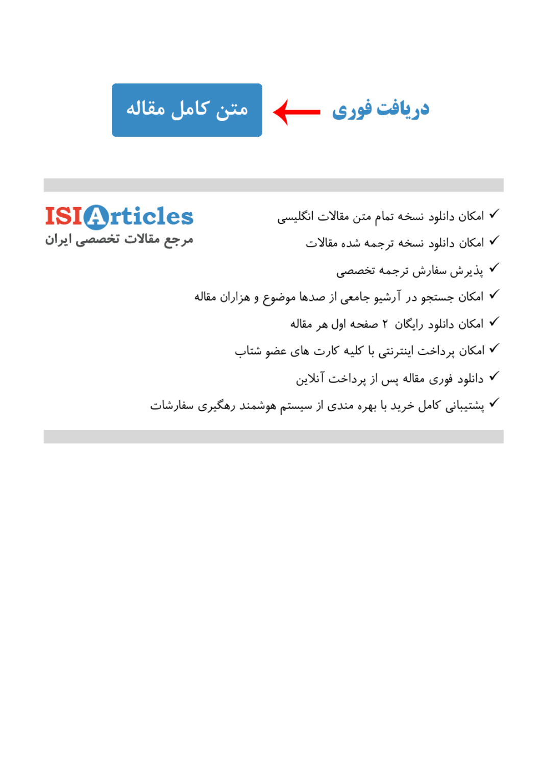دریافت فوری ← متن کامل مقاله

**ISIArticles**
مرجع مقالات تخصصی ایران

- ✓ امکان دانلود نسخه تمام متن مقالات انگلیسی
- ✓ امکان دانلود نسخه ترجمه شده مقالات
- ✓ پذیرش سفارش ترجمه تخصصی
- ✓ امکان جستجو در آرشیو جامعی از صدها موضوع و هزاران مقاله
- ✓ امکان دانلود رایگان ۲ صفحه اول هر مقاله
- ✓ امکان پرداخت اینترنتی با کلیه کارت های عضو شتاب
- ✓ دانلود فوری مقاله پس از پرداخت آنلاین
- ✓ پشتیبانی کامل خرید با بهره مندی از سیستم هوشمند رهگیری سفارشات